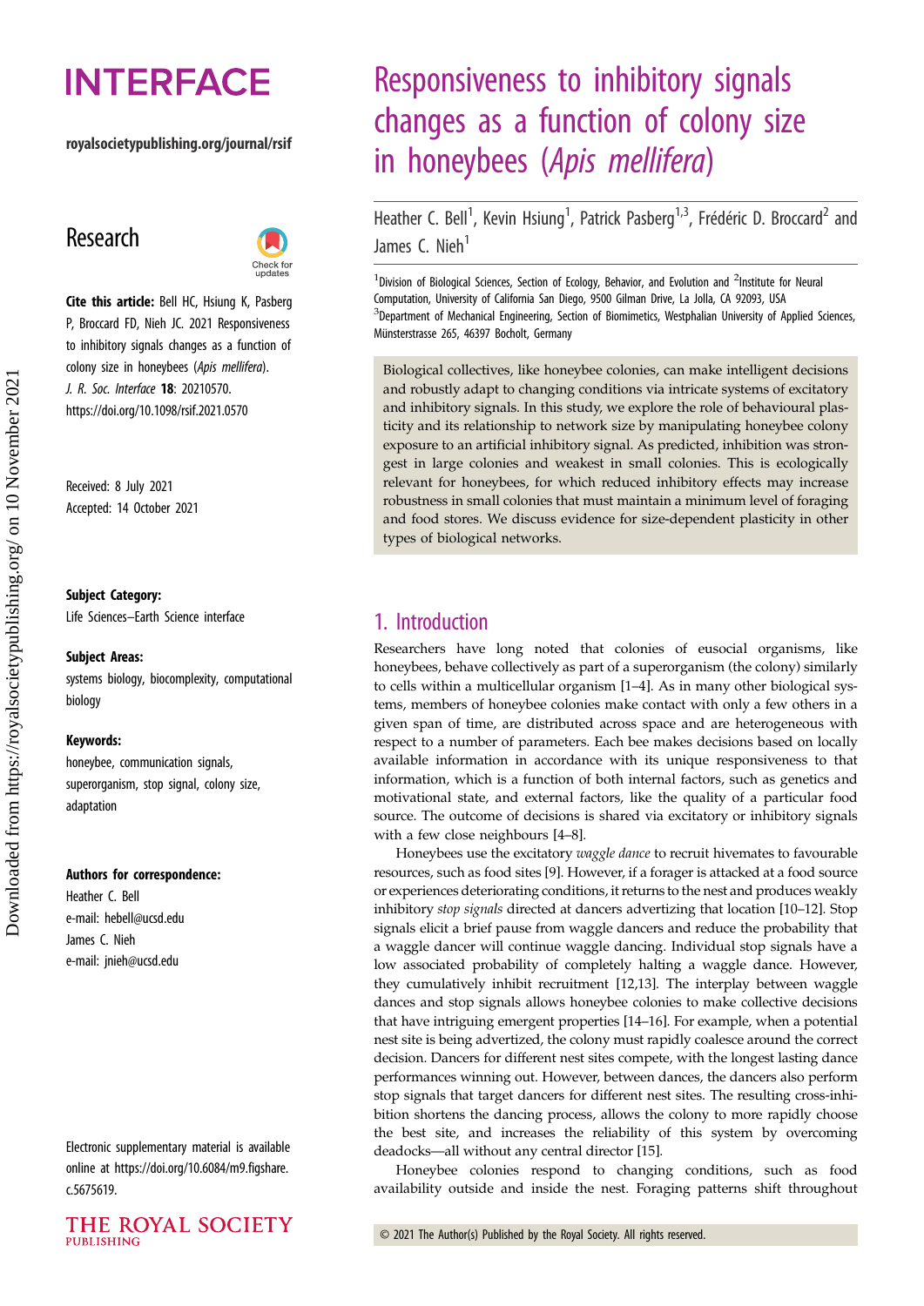# Responsiveness to inhibitory signals changes as a function of colony size in honeybees (*Apis mellifera*)

Heather C. Bell[1], Kevin Hsiung[1], Patrick Pasberg[1,3], Frédéric D. Broccard[2] and James C. Nieh[1]

[1]Division of Biological Sciences, Section of Ecology, Behavior, and Evolution and [2]Institute for Neural Computation, University of California San Diego, 9500 Gilman Drive, La Jolla, CA 92093, USA
[3]Department of Mechanical Engineering, Section of Biomimetics, Westphalian University of Applied Sciences, Münsterstrasse 265, 46397 Bocholt, Germany

INTERFACE

royalsocietypublishing.org/journal/rsif

## Research

**Cite this article:** Bell HC, Hsiung K, Pasberg P, Broccard FD, Nieh JC. 2021 Responsiveness to inhibitory signals changes as a function of colony size in honeybees (*Apis mellifera*). *J. R. Soc. Interface* **18**: 20210570. https://doi.org/10.1098/rsif.2021.0570

Received: 8 July 2021
Accepted: 14 October 2021

**Subject Category:**
Life Sciences–Earth Science interface

**Subject Areas:**
systems biology, biocomplexity, computational biology

**Keywords:**
honeybee, communication signals, superorganism, stop signal, colony size, adaptation

**Authors for correspondence:**
Heather C. Bell
e-mail: hebell@ucsd.edu
James C. Nieh
e-mail: jnieh@ucsd.edu

Electronic supplementary material is available online at https://doi.org/10.6084/m9.figshare.c.5675619.

Biological collectives, like honeybee colonies, can make intelligent decisions and robustly adapt to changing conditions via intricate systems of excitatory and inhibitory signals. In this study, we explore the role of behavioural plasticity and its relationship to network size by manipulating honeybee colony exposure to an artificial inhibitory signal. As predicted, inhibition was strongest in large colonies and weakest in small colonies. This is ecologically relevant for honeybees, for which reduced inhibitory effects may increase robustness in small colonies that must maintain a minimum level of foraging and food stores. We discuss evidence for size-dependent plasticity in other types of biological networks.

## 1. Introduction

Researchers have long noted that colonies of eusocial organisms, like honeybees, behave collectively as part of a superorganism (the colony) similarly to cells within a multicellular organism [1–4]. As in many other biological systems, members of honeybee colonies make contact with only a few others in a given span of time, are distributed across space and are heterogeneous with respect to a number of parameters. Each bee makes decisions based on locally available information in accordance with its unique responsiveness to that information, which is a function of both internal factors, such as genetics and motivational state, and external factors, like the quality of a particular food source. The outcome of decisions is shared via excitatory or inhibitory signals with a few close neighbours [4–8].

Honeybees use the excitatory *waggle dance* to recruit hivemates to favourable resources, such as food sites [9]. However, if a forager is attacked at a food source or experiences deteriorating conditions, it returns to the nest and produces weakly inhibitory *stop signals* directed at dancers advertizing that location [10–12]. Stop signals elicit a brief pause from waggle dancers and reduce the probability that a waggle dancer will continue waggle dancing. Individual stop signals have a low associated probability of completely halting a waggle dance. However, they cumulatively inhibit recruitment [12,13]. The interplay between waggle dances and stop signals allows honeybee colonies to make collective decisions that have intriguing emergent properties [14–16]. For example, when a potential nest site is being advertized, the colony must rapidly coalesce around the correct decision. Dancers for different nest sites compete, with the longest lasting dance performances winning out. However, between dances, the dancers also perform stop signals that target dancers for different nest sites. The resulting cross-inhibition shortens the dancing process, allows the colony to more rapidly choose the best site, and increases the reliability of this system by overcoming deadlocks—all without any central director [15].

Honeybee colonies respond to changing conditions, such as food availability outside and inside the nest. Foraging patterns shift throughout

© 2021 The Author(s) Published by the Royal Society. All rights reserved.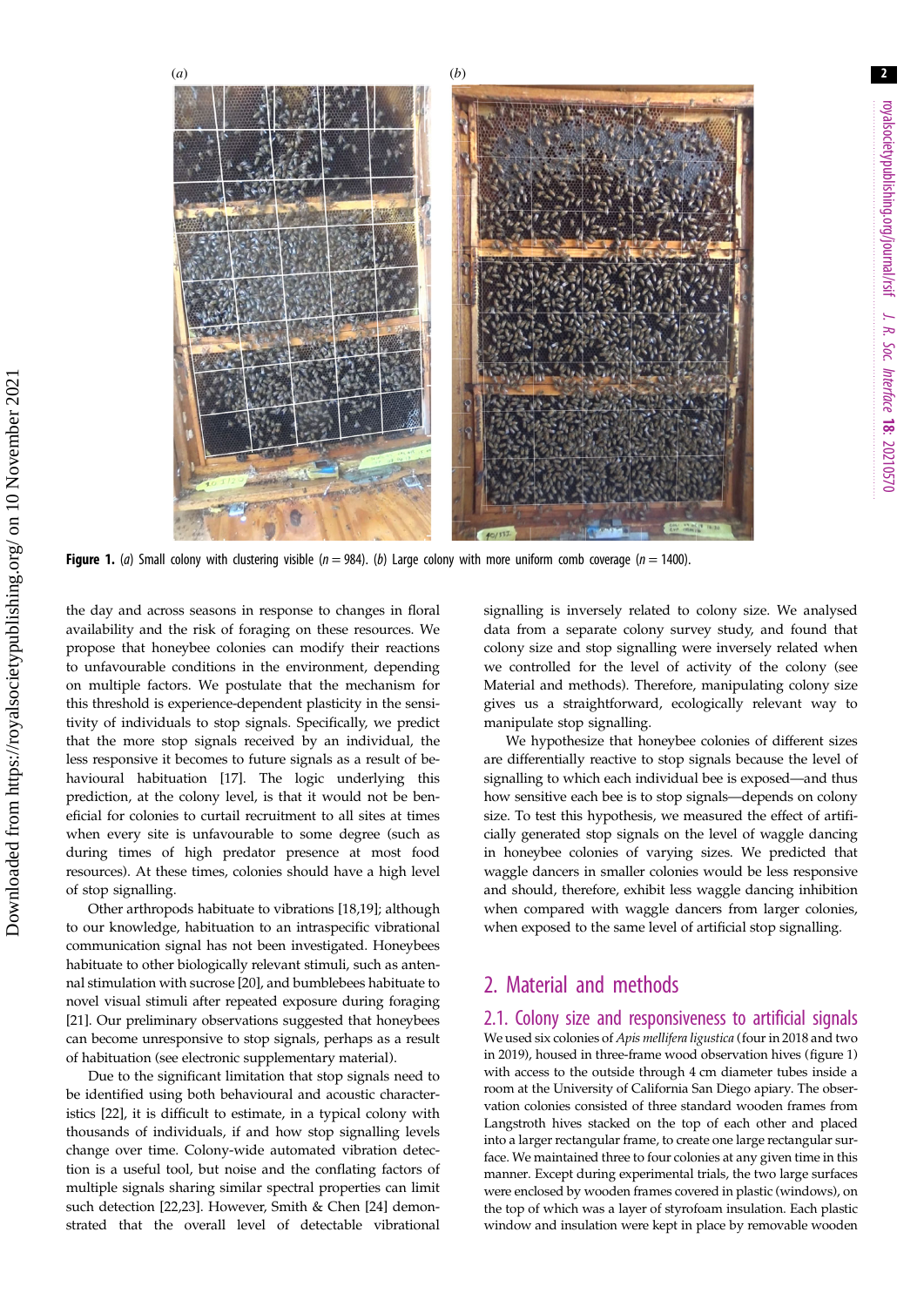Figure 1. (*a*) Small colony with clustering visible ($n = 984$). (*b*) Large colony with more uniform comb coverage ($n = 1400$).

the day and across seasons in response to changes in floral availability and the risk of foraging on these resources. We propose that honeybee colonies can modify their reactions to unfavourable conditions in the environment, depending on multiple factors. We postulate that the mechanism for this threshold is experience-dependent plasticity in the sensitivity of individuals to stop signals. Specifically, we predict that the more stop signals received by an individual, the less responsive it becomes to future signals as a result of behavioural habituation [17]. The logic underlying this prediction, at the colony level, is that it would not be beneficial for colonies to curtail recruitment to all sites at times when every site is unfavourable to some degree (such as during times of high predator presence at most food resources). At these times, colonies should have a high level of stop signalling.

Other arthropods habituate to vibrations [18,19]; although to our knowledge, habituation to an intraspecific vibrational communication signal has not been investigated. Honeybees habituate to other biologically relevant stimuli, such as antennal stimulation with sucrose [20], and bumblebees habituate to novel visual stimuli after repeated exposure during foraging [21]. Our preliminary observations suggested that honeybees can become unresponsive to stop signals, perhaps as a result of habituation (see electronic supplementary material).

Due to the significant limitation that stop signals need to be identified using both behavioural and acoustic characteristics [22], it is difficult to estimate, in a typical colony with thousands of individuals, if and how stop signalling levels change over time. Colony-wide automated vibration detection is a useful tool, but noise and the conflating factors of multiple signals sharing similar spectral properties can limit such detection [22,23]. However, Smith & Chen [24] demonstrated that the overall level of detectable vibrational signalling is inversely related to colony size. We analysed data from a separate colony survey study, and found that colony size and stop signalling were inversely related when we controlled for the level of activity of the colony (see Material and methods). Therefore, manipulating colony size gives us a straightforward, ecologically relevant way to manipulate stop signalling.

We hypothesize that honeybee colonies of different sizes are differentially reactive to stop signals because the level of signalling to which each individual bee is exposed—and thus how sensitive each bee is to stop signals—depends on colony size. To test this hypothesis, we measured the effect of artificially generated stop signals on the level of waggle dancing in honeybee colonies of varying sizes. We predicted that waggle dancers in smaller colonies would be less responsive and should, therefore, exhibit less waggle dancing inhibition when compared with waggle dancers from larger colonies, when exposed to the same level of artificial stop signalling.

## 2. Material and methods

### 2.1. Colony size and responsiveness to artificial signals

We used six colonies of *Apis mellifera ligustica* (four in 2018 and two in 2019), housed in three-frame wood observation hives (figure 1) with access to the outside through 4 cm diameter tubes inside a room at the University of California San Diego apiary. The observation colonies consisted of three standard wooden frames from Langstroth hives stacked on the top of each other and placed into a larger rectangular frame, to create one large rectangular surface. We maintained three to four colonies at any given time in this manner. Except during experimental trials, the two large surfaces were enclosed by wooden frames covered in plastic (windows), on the top of which was a layer of styrofoam insulation. Each plastic window and insulation were kept in place by removable wooden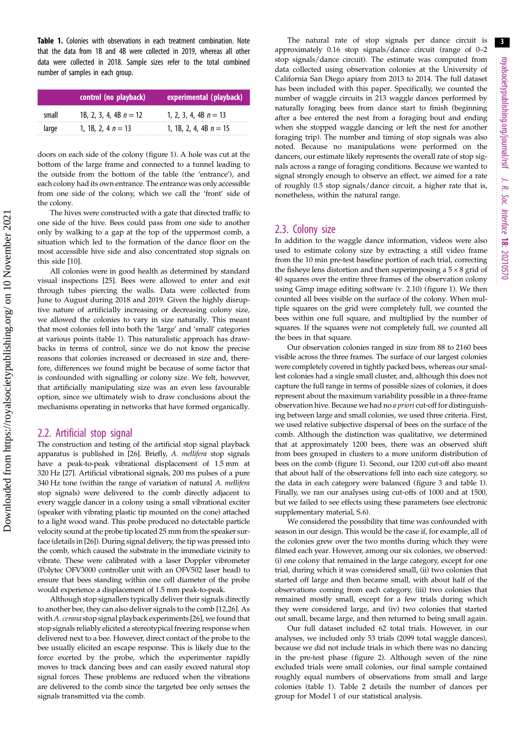**Table 1.** Colonies with observations in each treatment combination. Note that the data from 1B and 4B were collected in 2019, whereas all other data were collected in 2018. Sample sizes refer to the total combined number of samples in each group.

| | control (no playback) | experimental (playback) |
|---|---|---|
| small | 1B, 2, 3, 4, 4B $n = 12$ | 1, 2, 3, 4, 4B $n = 13$ |
| large | 1, 1B, 2, 4 $n = 13$ | 1, 1B, 2, 4, 4B $n = 15$ |

doors on each side of the colony (figure 1). A hole was cut at the bottom of the large frame and connected to a tunnel leading to the outside from the bottom of the table (the 'entrance'), and each colony had its own entrance. The entrance was only accessible from one side of the colony, which we call the 'front' side of the colony.

The hives were constructed with a gate that directed traffic to one side of the hive. Bees could pass from one side to another only by walking to a gap at the top of the uppermost comb, a situation which led to the formation of the dance floor on the most accessible hive side and also concentrated stop signals on this side [10].

All colonies were in good health as determined by standard visual inspections [25]. Bees were allowed to enter and exit through tubes piercing the walls. Data were collected from June to August during 2018 and 2019. Given the highly disruptive nature of artificially increasing or decreasing colony size, we allowed the colonies to vary in size naturally. This meant that most colonies fell into both the 'large' and 'small' categories at various points (table 1). This naturalistic approach has drawbacks in terms of control, since we do not know the precise reasons that colonies increased or decreased in size and, therefore, differences we found might be because of some factor that is confounded with signalling or colony size. We felt, however, that artificially manipulating size was an even less favourable option, since we ultimately wish to draw conclusions about the mechanisms operating in networks that have formed organically.

## 2.2. Artificial stop signal

The construction and testing of the artificial stop signal playback apparatus is published in [26]. Briefly, *A. mellifera* stop signals have a peak-to-peak vibrational displacement of 1.5 mm at 320 Hz [27]. Artificial vibrational signals, 200 ms pulses of a pure 340 Hz tone (within the range of variation of natural *A. mellifera* stop signals) were delivered to the comb directly adjacent to every waggle dancer in a colony using a small vibrational exciter (speaker with vibrating plastic tip mounted on the cone) attached to a light wood wand. This probe produced no detectable particle velocity sound at the probe tip located 25 mm from the speaker surface (details in [26]). During signal delivery, the tip was pressed into the comb, which caused the substrate in the immediate vicinity to vibrate. These were calibrated with a laser Doppler vibrometer (Polytec OFV3000 controller unit with an OFV502 laser head) to ensure that bees standing within one cell diameter of the probe would experience a displacement of 1.5 mm peak-to-peak.

Although stop signallers typically deliver their signals directly to another bee, they can also deliver signals to the comb [12,26]. As with *A. cerana* stop signal playback experiments [26], we found that stop signals reliably elicited a stereotypical freezing response when delivered next to a bee. However, direct contact of the probe to the bee usually elicited an escape response. This is likely due to the force exerted by the probe, which the experimenter rapidly moves to track dancing bees and can easily exceed natural stop signal forces. These problems are reduced when the vibrations are delivered to the comb since the targeted bee only senses the signals transmitted via the comb.

The natural rate of stop signals per dance circuit is approximately 0.16 stop signals/dance circuit (range of 0–2 stop signals/dance circuit). The estimate was computed from data collected using observation colonies at the University of California San Diego apiary from 2013 to 2014. The full dataset has been included with this paper. Specifically, we counted the number of waggle circuits in 213 waggle dances performed by naturally foraging bees from dance start to finish (beginning after a bee entered the nest from a foraging bout and ending when she stopped waggle dancing or left the nest for another foraging trip). The number and timing of stop signals was also noted. Because no manipulations were performed on the dancers, our estimate likely represents the overall rate of stop signals across a range of foraging conditions. Because we wanted to signal strongly enough to observe an effect, we aimed for a rate of roughly 0.5 stop signals/dance circuit, a higher rate that is, nonetheless, within the natural range.

## 2.3. Colony size

In addition to the waggle dance information, videos were also used to estimate colony size by extracting a still video frame from the 10 min pre-test baseline portion of each trial, correcting the fisheye lens distortion and then superimposing a $5 \times 8$ grid of 40 squares over the entire three frames of the observation colony using Gimp image editing software (v. 2.10) (figure 1). We then counted all bees visible on the surface of the colony. When multiple squares on the grid were completely full, we counted the bees within one full square, and multiplied by the number of squares. If the squares were not completely full, we counted all the bees in that square.

Our observation colonies ranged in size from 88 to 2160 bees visible across the three frames. The surface of our largest colonies were completely covered in tightly packed bees, whereas our smallest colonies had a single small cluster, and, although this does not capture the full range in terms of possible sizes of colonies, it does represent about the maximum variability possible in a three-frame observation hive. Because we had no *a priori* cut-off for distinguishing between large and small colonies, we used three criteria. First, we used relative subjective dispersal of bees on the surface of the comb. Although the distinction was qualitative, we determined that at approximately 1200 bees, there was an observed shift from bees grouped in clusters to a more uniform distribution of bees on the comb (figure 1). Second, our 1200 cut-off also meant that about half of the observations fell into each size category, so the data in each category were balanced (figure 3 and table 1). Finally, we ran our analyses using cut-offs of 1000 and at 1500, but we failed to see effects using these parameters (see electronic supplementary material, S.6).

We considered the possibility that time was confounded with season in our design. This would be the case if, for example, all of the colonies grew over the two months during which they were filmed each year. However, among our six colonies, we observed: (i) one colony that remained in the large category, except for one trial, during which it was considered small, (ii) two colonies that started off large and then became small, with about half of the observations coming from each category, (iii) two colonies that remained mostly small, except for a few trials during which they were considered large, and (iv) two colonies that started out small, became large, and then returned to being small again.

Our full dataset included 62 total trials. However, in our analyses, we included only 53 trials (2099 total waggle dances), because we did not include trials in which there was no dancing in the pre-test phase (figure 2). Although seven of the nine excluded trials were small colonies, our final sample contained roughly equal numbers of observations from small and large colonies (table 1). Table 2 details the number of dances per group for Model 1 of our statistical analysis.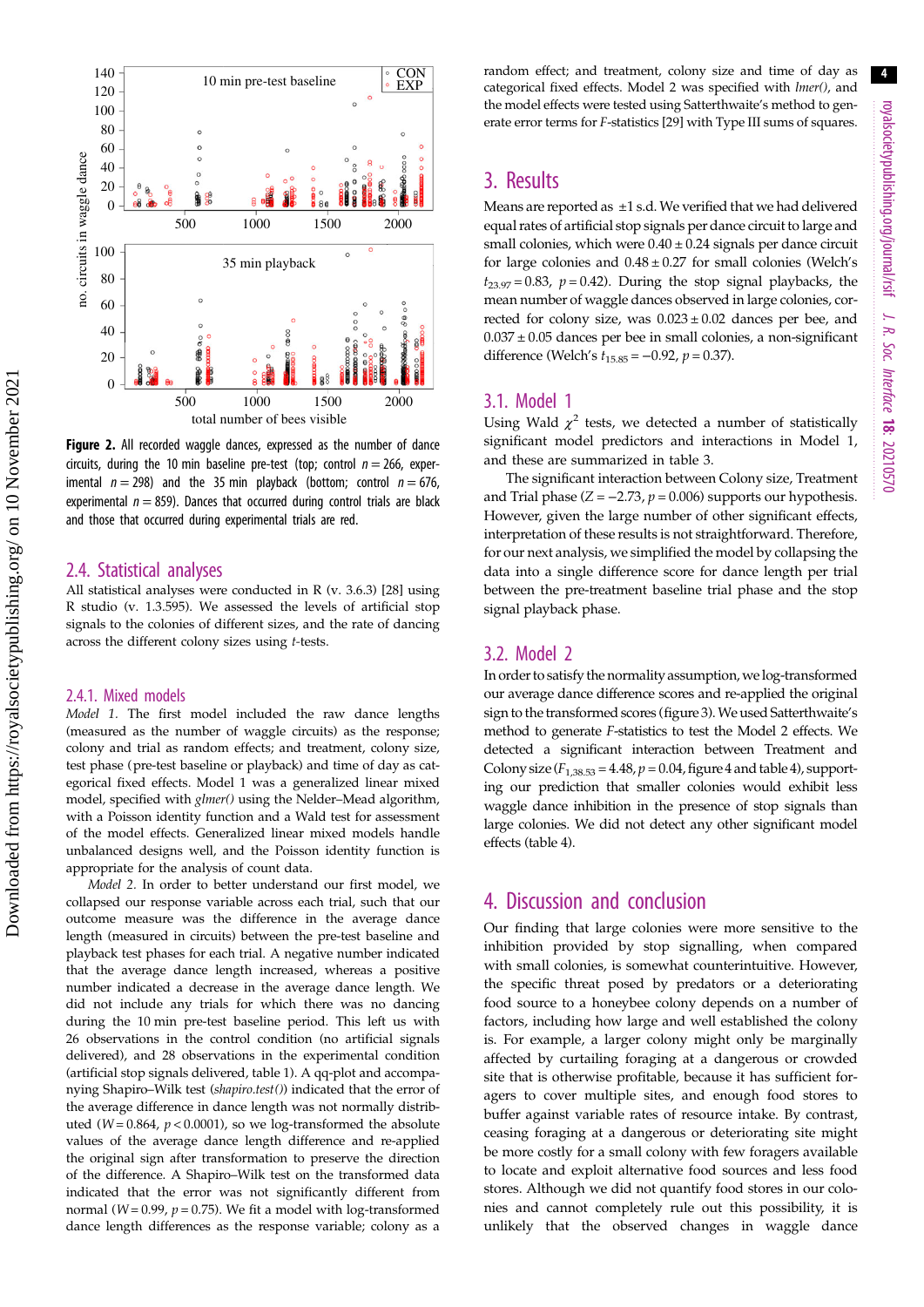Figure 2. All recorded waggle dances, expressed as the number of dance circuits, during the 10 min baseline pre-test (top; control $n = 266$, experimental $n = 298$) and the 35 min playback (bottom; control $n = 676$, experimental $n = 859$). Dances that occurred during control trials are black and those that occurred during experimental trials are red.

## 2.4. Statistical analyses

All statistical analyses were conducted in R (v. 3.6.3) [28] using R studio (v. 1.3.595). We assessed the levels of artificial stop signals to the colonies of different sizes, and the rate of dancing across the different colony sizes using *t*-tests.

### 2.4.1. Mixed models

*Model 1*. The first model included the raw dance lengths (measured as the number of waggle circuits) as the response; colony and trial as random effects; and treatment, colony size, test phase (pre-test baseline or playback) and time of day as categorical fixed effects. Model 1 was a generalized linear mixed model, specified with *glmer()* using the Nelder–Mead algorithm, with a Poisson identity function and a Wald test for assessment of the model effects. Generalized linear mixed models handle unbalanced designs well, and the Poisson identity function is appropriate for the analysis of count data.

*Model 2*. In order to better understand our first model, we collapsed our response variable across each trial, such that our outcome measure was the difference in the average dance length (measured in circuits) between the pre-test baseline and playback test phases for each trial. A negative number indicated that the average dance length increased, whereas a positive number indicated a decrease in the average dance length. We did not include any trials for which there was no dancing during the 10 min pre-test baseline period. This left us with 26 observations in the control condition (no artificial signals delivered), and 28 observations in the experimental condition (artificial stop signals delivered, table 1). A qq-plot and accompanying Shapiro–Wilk test (*shapiro.test()*) indicated that the error of the average difference in dance length was not normally distributed ($W = 0.864$, $p < 0.0001$), so we log-transformed the absolute values of the average dance length difference and re-applied the original sign after transformation to preserve the direction of the difference. A Shapiro–Wilk test on the transformed data indicated that the error was not significantly different from normal ($W = 0.99$, $p = 0.75$). We fit a model with log-transformed dance length differences as the response variable; colony as a random effect; and treatment, colony size and time of day as categorical fixed effects. Model 2 was specified with *lmer()*, and the model effects were tested using Satterthwaite's method to generate error terms for *F*-statistics [29] with Type III sums of squares.

# 3. Results

Means are reported as ±1 s.d. We verified that we had delivered equal rates of artificial stop signals per dance circuit to large and small colonies, which were $0.40 \pm 0.24$ signals per dance circuit for large colonies and $0.48 \pm 0.27$ for small colonies (Welch's $t_{23.97} = 0.83$, $p = 0.42$). During the stop signal playbacks, the mean number of waggle dances observed in large colonies, corrected for colony size, was $0.023 \pm 0.02$ dances per bee, and $0.037 \pm 0.05$ dances per bee in small colonies, a non-significant difference (Welch's $t_{15.85} = -0.92$, $p = 0.37$).

## 3.1. Model 1

Using Wald $\chi^2$ tests, we detected a number of statistically significant model predictors and interactions in Model 1, and these are summarized in table 3.

The significant interaction between Colony size, Treatment and Trial phase ($Z = -2.73$, $p = 0.006$) supports our hypothesis. However, given the large number of other significant effects, interpretation of these results is not straightforward. Therefore, for our next analysis, we simplified the model by collapsing the data into a single difference score for dance length per trial between the pre-treatment baseline trial phase and the stop signal playback phase.

## 3.2. Model 2

In order to satisfy the normality assumption, we log-transformed our average dance difference scores and re-applied the original sign to the transformed scores (figure 3). We used Satterthwaite's method to generate *F*-statistics to test the Model 2 effects. We detected a significant interaction between Treatment and Colony size ($F_{1,38.53} = 4.48$, $p = 0.04$, figure 4 and table 4), supporting our prediction that smaller colonies would exhibit less waggle dance inhibition in the presence of stop signals than large colonies. We did not detect any other significant model effects (table 4).

# 4. Discussion and conclusion

Our finding that large colonies were more sensitive to the inhibition provided by stop signalling, when compared with small colonies, is somewhat counterintuitive. However, the specific threat posed by predators or a deteriorating food source to a honeybee colony depends on a number of factors, including how large and well established the colony is. For example, a larger colony might only be marginally affected by curtailing foraging at a dangerous or crowded site that is otherwise profitable, because it has sufficient foragers to cover multiple sites, and enough food stores to buffer against variable rates of resource intake. By contrast, ceasing foraging at a dangerous or deteriorating site might be more costly for a small colony with few foragers available to locate and exploit alternative food sources and less food stores. Although we did not quantify food stores in our colonies and cannot completely rule out this possibility, it is unlikely that the observed changes in waggle dance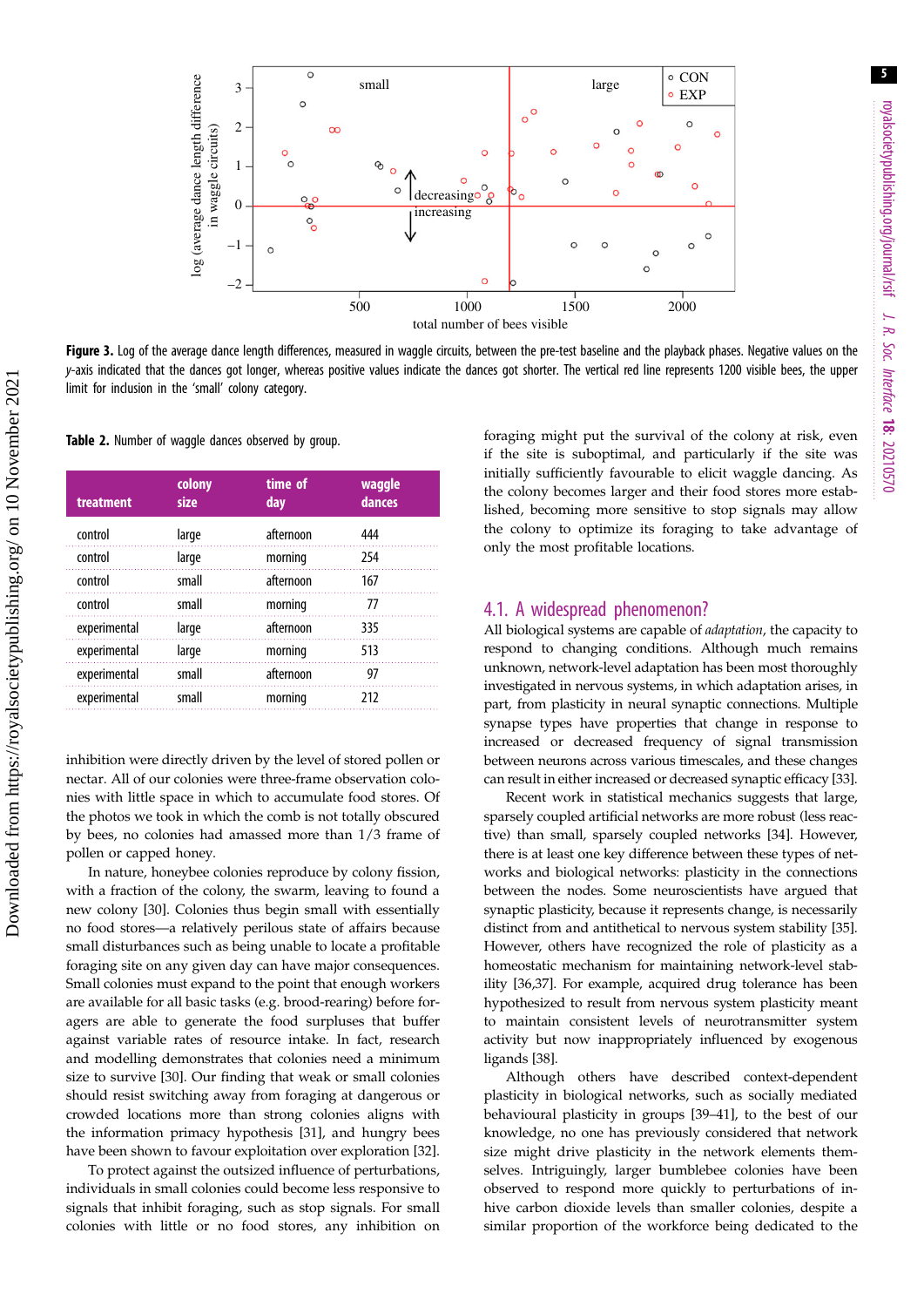**Figure 3.** Log of the average dance length differences, measured in waggle circuits, between the pre-test baseline and the playback phases. Negative values on the $y$-axis indicated that the dances got longer, whereas positive values indicate the dances got shorter. The vertical red line represents 1200 visible bees, the upper limit for inclusion in the 'small' colony category.

**Table 2.** Number of waggle dances observed by group.

| treatment | colony size | time of day | waggle dances |
|---|---|---|---|
| control | large | afternoon | 444 |
| control | large | morning | 254 |
| control | small | afternoon | 167 |
| control | small | morning | 77 |
| experimental | large | afternoon | 335 |
| experimental | large | morning | 513 |
| experimental | small | afternoon | 97 |
| experimental | small | morning | 212 |

inhibition were directly driven by the level of stored pollen or nectar. All of our colonies were three-frame observation colonies with little space in which to accumulate food stores. Of the photos we took in which the comb is not totally obscured by bees, no colonies had amassed more than 1/3 frame of pollen or capped honey.

In nature, honeybee colonies reproduce by colony fission, with a fraction of the colony, the swarm, leaving to found a new colony [30]. Colonies thus begin small with essentially no food stores—a relatively perilous state of affairs because small disturbances such as being unable to locate a profitable foraging site on any given day can have major consequences. Small colonies must expand to the point that enough workers are available for all basic tasks (e.g. brood-rearing) before foragers are able to generate the food surpluses that buffer against variable rates of resource intake. In fact, research and modelling demonstrates that colonies need a minimum size to survive [30]. Our finding that weak or small colonies should resist switching away from foraging at dangerous or crowded locations more than strong colonies aligns with the information primacy hypothesis [31], and hungry bees have been shown to favour exploitation over exploration [32].

To protect against the outsized influence of perturbations, individuals in small colonies could become less responsive to signals that inhibit foraging, such as stop signals. For small colonies with little or no food stores, any inhibition on foraging might put the survival of the colony at risk, even if the site is suboptimal, and particularly if the site was initially sufficiently favourable to elicit waggle dancing. As the colony becomes larger and their food stores more established, becoming more sensitive to stop signals may allow the colony to optimize its foraging to take advantage of only the most profitable locations.

## 4.1. A widespread phenomenon?

All biological systems are capable of *adaptation*, the capacity to respond to changing conditions. Although much remains unknown, network-level adaptation has been most thoroughly investigated in nervous systems, in which adaptation arises, in part, from plasticity in neural synaptic connections. Multiple synapse types have properties that change in response to increased or decreased frequency of signal transmission between neurons across various timescales, and these changes can result in either increased or decreased synaptic efficacy [33].

Recent work in statistical mechanics suggests that large, sparsely coupled artificial networks are more robust (less reactive) than small, sparsely coupled networks [34]. However, there is at least one key difference between these types of networks and biological networks: plasticity in the connections between the nodes. Some neuroscientists have argued that synaptic plasticity, because it represents change, is necessarily distinct from and antithetical to nervous system stability [35]. However, others have recognized the role of plasticity as a homeostatic mechanism for maintaining network-level stability [36,37]. For example, acquired drug tolerance has been hypothesized to result from nervous system plasticity meant to maintain consistent levels of neurotransmitter system activity but now inappropriately influenced by exogenous ligands [38].

Although others have described context-dependent plasticity in biological networks, such as socially mediated behavioural plasticity in groups [39–41], to the best of our knowledge, no one has previously considered that network size might drive plasticity in the network elements themselves. Intriguingly, larger bumblebee colonies have been observed to respond more quickly to perturbations of in-hive carbon dioxide levels than smaller colonies, despite a similar proportion of the workforce being dedicated to the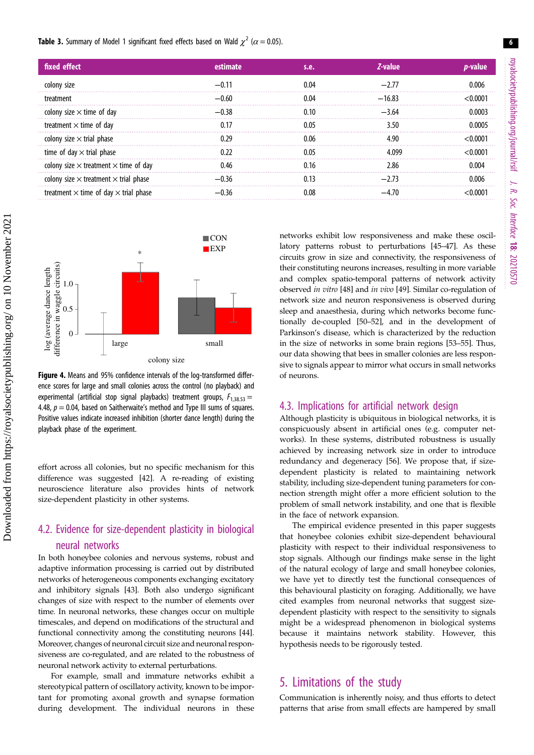**Table 3.** Summary of Model 1 significant fixed effects based on Wald $\chi^2$ ($\alpha = 0.05$).

| fixed effect | estimate | s.e. | *Z*-value | *p*-value |
|---|---|---|---|---|
| colony size | −0.11 | 0.04 | −2.77 | 0.006 |
| treatment | −0.60 | 0.04 | −16.83 | <0.0001 |
| colony size × time of day | −0.38 | 0.10 | −3.64 | 0.0003 |
| treatment × time of day | 0.17 | 0.05 | 3.50 | 0.0005 |
| colony size × trial phase | 0.29 | 0.06 | 4.90 | <0.0001 |
| time of day × trial phase | 0.22 | 0.05 | 4.099 | <0.0001 |
| colony size × treatment × time of day | 0.46 | 0.16 | 2.86 | 0.004 |
| colony size × treatment × trial phase | −0.36 | 0.13 | −2.73 | 0.006 |
| treatment × time of day × trial phase | −0.36 | 0.08 | −4.70 | <0.0001 |

**Figure 4.** Means and 95% confidence intervals of the log-transformed difference scores for large and small colonies across the control (no playback) and experimental (artificial stop signal playbacks) treatment groups, $F_{1,38.53} = 4.48$, $p = 0.04$, based on Saitherwaite's method and Type III sums of squares. Positive values indicate increased inhibition (shorter dance length) during the playback phase of the experiment.

effort across all colonies, but no specific mechanism for this difference was suggested [42]. A re-reading of existing neuroscience literature also provides hints of network size-dependent plasticity in other systems.

## 4.2. Evidence for size-dependent plasticity in biological neural networks

In both honeybee colonies and nervous systems, robust and adaptive information processing is carried out by distributed networks of heterogeneous components exchanging excitatory and inhibitory signals [43]. Both also undergo significant changes of size with respect to the number of elements over time. In neuronal networks, these changes occur on multiple timescales, and depend on modifications of the structural and functional connectivity among the constituting neurons [44]. Moreover, changes of neuronal circuit size and neuronal responsiveness are co-regulated, and are related to the robustness of neuronal network activity to external perturbations.

For example, small and immature networks exhibit a stereotypical pattern of oscillatory activity, known to be important for promoting axonal growth and synapse formation during development. The individual neurons in these networks exhibit low responsiveness and make these oscillatory patterns robust to perturbations [45–47]. As these circuits grow in size and connectivity, the responsiveness of their constituting neurons increases, resulting in more variable and complex spatio-temporal patterns of network activity observed *in vitro* [48] and *in vivo* [49]. Similar co-regulation of network size and neuron responsiveness is observed during sleep and anaesthesia, during which networks become functionally de-coupled [50–52], and in the development of Parkinson's disease, which is characterized by the reduction in the size of networks in some brain regions [53–55]. Thus, our data showing that bees in smaller colonies are less responsive to signals appear to mirror what occurs in small networks of neurons.

## 4.3. Implications for artificial network design

Although plasticity is ubiquitous in biological networks, it is conspicuously absent in artificial ones (e.g. computer networks). In these systems, distributed robustness is usually achieved by increasing network size in order to introduce redundancy and degeneracy [56]. We propose that, if size-dependent plasticity is related to maintaining network stability, including size-dependent tuning parameters for connection strength might offer a more efficient solution to the problem of small network instability, and one that is flexible in the face of network expansion.

The empirical evidence presented in this paper suggests that honeybee colonies exhibit size-dependent behavioural plasticity with respect to their individual responsiveness to stop signals. Although our findings make sense in the light of the natural ecology of large and small honeybee colonies, we have yet to directly test the functional consequences of this behavioural plasticity on foraging. Additionally, we have cited examples from neuronal networks that suggest size-dependent plasticity with respect to the sensitivity to signals might be a widespread phenomenon in biological systems because it maintains network stability. However, this hypothesis needs to be rigorously tested.

# 5. Limitations of the study

Communication is inherently noisy, and thus efforts to detect patterns that arise from small effects are hampered by small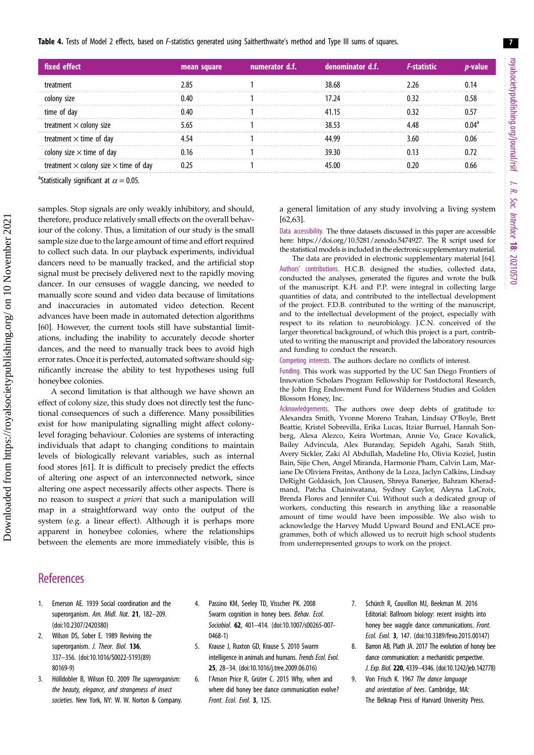**Table 4.** Tests of Model 2 effects, based on *F*-statistics generated using Saitherthwaite's method and Type III sums of squares.

| fixed effect | mean square | numerator d.f. | denominator d.f. | *F*-statistic | *p*-value |
|---|---|---|---|---|---|
| treatment | 2.85 | 1 | 38.68 | 2.26 | 0.14 |
| colony size | 0.40 | 1 | 17.24 | 0.32 | 0.58 |
| time of day | 0.40 | 1 | 41.15 | 0.32 | 0.57 |
| treatment × colony size | 5.65 | 1 | 38.53 | 4.48 | 0.04[a] |
| treatment × time of day | 4.54 | 1 | 44.99 | 3.60 | 0.06 |
| colony size × time of day | 0.16 | 1 | 39.30 | 0.13 | 0.72 |
| treatment × colony size × time of day | 0.25 | 1 | 45.00 | 0.20 | 0.66 |

[a]Statistically significant at $\alpha = 0.05$.

samples. Stop signals are only weakly inhibitory, and should, therefore, produce relatively small effects on the overall behaviour of the colony. Thus, a limitation of our study is the small sample size due to the large amount of time and effort required to collect such data. In our playback experiments, individual dancers need to be manually tracked, and the artificial stop signal must be precisely delivered next to the rapidly moving dancer. In our censuses of waggle dancing, we needed to manually score sound and video data because of limitations and inaccuracies in automated video detection. Recent advances have been made in automated detection algorithms [60]. However, the current tools still have substantial limitations, including the inability to accurately decode shorter dances, and the need to manually track bees to avoid high error rates. Once it is perfected, automated software should significantly increase the ability to test hypotheses using full honeybee colonies.

A second limitation is that although we have shown an effect of colony size, this study does not directly test the functional consequences of such a difference. Many possibilities exist for how manipulating signalling might affect colony-level foraging behaviour. Colonies are systems of interacting individuals that adapt to changing conditions to maintain levels of biologically relevant variables, such as internal food stores [61]. It is difficult to precisely predict the effects of altering one aspect of an interconnected network, since altering one aspect necessarily affects other aspects. There is no reason to suspect *a priori* that such a manipulation will map in a straightforward way onto the output of the system (e.g. a linear effect). Although it is perhaps more apparent in honeybee colonies, where the relationships between the elements are more immediately visible, this is a general limitation of any study involving a living system [62,63].

Data accessibility. The three datasets discussed in this paper are accessible here: https://doi.org/10.5281/zenodo.5474927. The R script used for the statistical models is included in the electronic supplementary material.

The data are provided in electronic supplementary material [64].

Authors' contributions. H.C.B. designed the studies, collected data, conducted the analyses, generated the figures and wrote the bulk of the manuscript. K.H. and P.P. were integral in collecting large quantities of data, and contributed to the intellectual development of the project. F.D.B. contributed to the writing of the manuscript, and to the intellectual development of the project, especially with respect to its relation to neurobiology. J.C.N. conceived of the larger theoretical background, of which this project is a part, contributed to writing the manuscript and provided the laboratory resources and funding to conduct the research.

Competing interests. The authors declare no conflicts of interest.

Funding. This work was supported by the UC San Diego Frontiers of Innovation Scholars Program Fellowship for Postdoctoral Research, the John Eng Endowment Fund for Wilderness Studies and Golden Blossom Honey, Inc.

Acknowledgements. The authors owe deep debts of gratitude to: Alexandra Smith, Yvonne Moreno Trahan, Lindsay O'Boyle, Brett Beattie, Kristel Sobrevilla, Erika Lucas, Itziar Burruel, Hannah Sonberg, Alexa Alezco, Keira Wortman, Annie Vo, Grace Kovalick, Bailey Advincula, Alex Buranday, Sepideh Aghai, Sarah Stith, Avery Sickler, Zaki Al Abdullah, Madeline Ho, Olivia Koziel, Justin Bain, Sijie Chen, Angel Miranda, Harmonie Pham, Calvin Lam, Mariane De Oliviera Freitas, Anthony de la Loza, Jaclyn Calkins, Lindsay DeRight Goldasich, Jon Clausen, Shreya Banerjee, Bahram Kheradmand, Patcha Chainiwatana, Sydney Gaylor, Aleyna LaCroix, Brenda Flores and Jennifer Cui. Without such a dedicated group of workers, conducting this research in anything like a reasonable amount of time would have been impossible. We also wish to acknowledge the Harvey Mudd Upward Bound and ENLACE programmes, both of which allowed us to recruit high school students from underrepresented groups to work on the project.

## References

1. Emerson AE. 1939 Social coordination and the superorganism. *Am. Midl. Nat.* **21**, 182–209. (doi:10.2307/2420380)
2. Wilson DS, Sober E. 1989 Reviving the superorganism. *J. Theor. Biol.* **136**, 337–356. (doi:10.1016/S0022-5193(89)80169-9)
3. Hölldobler B, Wilson EO. 2009 *The superorganism: the beauty, elegance, and strangeness of insect societies*. New York, NY: W. W. Norton & Company.
4. Passino KM, Seeley TD, Visscher PK. 2008 Swarm cognition in honey bees. *Behav. Ecol. Sociobiol.* **62**, 401–414. (doi:10.1007/s00265-007-0468-1)
5. Krause J, Ruxton GD, Krause S. 2010 Swarm intelligence in animals and humans. *Trends Ecol. Evol.* **25**, 28–34. (doi:10.1016/j.tree.2009.06.016)
6. I'Anson Price R, Grüter C. 2015 Why, when and where did honey bee dance communication evolve? *Front. Ecol. Evol.* **3**, 125.
7. Schürch R, Couvillon MJ, Beekman M. 2016 Editorial: Ballroom biology: recent insights into honey bee waggle dance communications. *Front. Ecol. Evol.* **3**, 147. (doi:10.3389/fevo.2015.00147)
8. Barron AB, Plath JA. 2017 The evolution of honey bee dance communication: a mechanistic perspective. *J. Exp. Biol.* **220**, 4339–4346. (doi:10.1242/jeb.142778)
9. Von Frisch K. 1967 *The dance language and orientation of bees*. Cambridge, MA: The Belknap Press of Harvard University Press.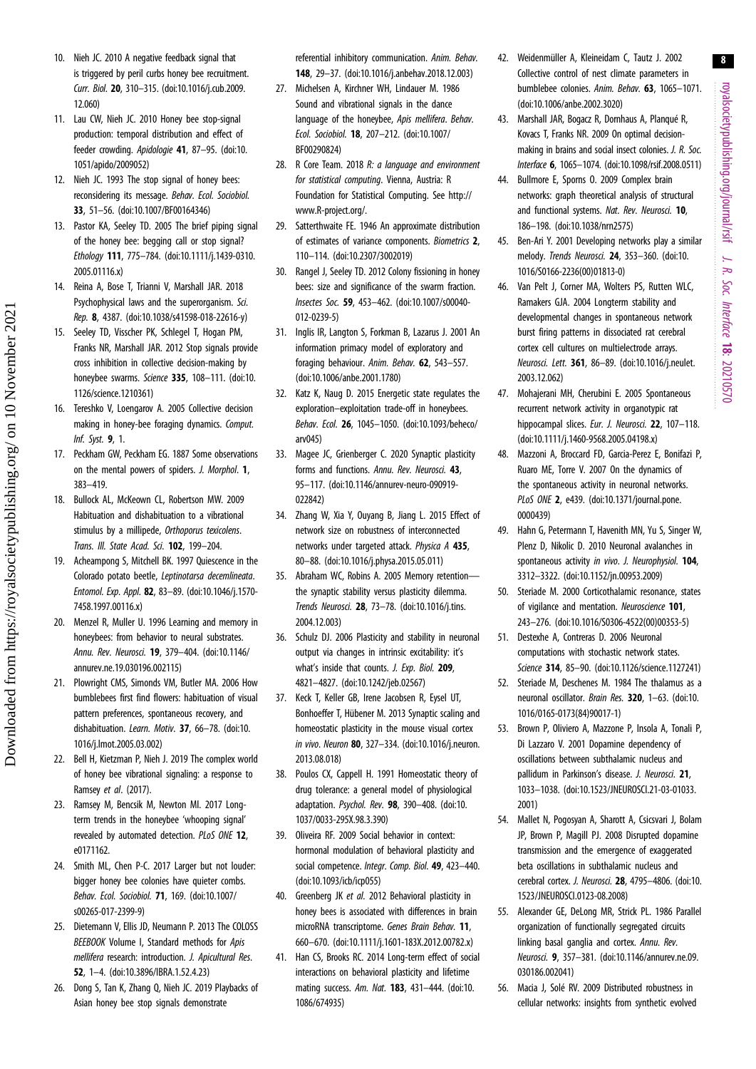10. Nieh JC. 2010 A negative feedback signal that is triggered by peril curbs honey bee recruitment. *Curr. Biol.* **20**, 310–315. (doi:10.1016/j.cub.2009.12.060)
11. Lau CW, Nieh JC. 2010 Honey bee stop-signal production: temporal distribution and effect of feeder crowding. *Apidologie* **41**, 87–95. (doi:10.1051/apido/2009052)
12. Nieh JC. 1993 The stop signal of honey bees: reconsidering its message. *Behav. Ecol. Sociobiol.* **33**, 51–56. (doi:10.1007/BF00164346)
13. Pastor KA, Seeley TD. 2005 The brief piping signal of the honey bee: begging call or stop signal? *Ethology* **111**, 775–784. (doi:10.1111/j.1439-0310.2005.01116.x)
14. Reina A, Bose T, Trianni V, Marshall JAR. 2018 Psychophysical laws and the superorganism. *Sci. Rep.* **8**, 4387. (doi:10.1038/s41598-018-22616-y)
15. Seeley TD, Visscher PK, Schlegel T, Hogan PM, Franks NR, Marshall JAR. 2012 Stop signals provide cross inhibition in collective decision-making by honeybee swarms. *Science* **335**, 108–111. (doi:10.1126/science.1210361)
16. Tereshko V, Loengarov A. 2005 Collective decision making in honey-bee foraging dynamics. *Comput. Inf. Syst.* **9**, 1.
17. Peckham GW, Peckham EG. 1887 Some observations on the mental powers of spiders. *J. Morphol.* **1**, 383–419.
18. Bullock AL, McKeown CL, Robertson MW. 2009 Habituation and dishabituation to a vibrational stimulus by a millipede, *Orthoporus texicolens*. *Trans. Ill. State Acad. Sci.* **102**, 199–204.
19. Acheampong S, Mitchell BK. 1997 Quiescence in the Colorado potato beetle, *Leptinotarsa decemlineata*. *Entomol. Exp. Appl.* **82**, 83–89. (doi:10.1046/j.1570-7458.1997.00116.x)
20. Menzel R, Muller U. 1996 Learning and memory in honeybees: from behavior to neural substrates. *Annu. Rev. Neurosci.* **19**, 379–404. (doi:10.1146/annurev.ne.19.030196.002115)
21. Plowright CMS, Simonds VM, Butler MA. 2006 How bumblebees first find flowers: habituation of visual pattern preferences, spontaneous recovery, and dishabituation. *Learn. Motiv.* **37**, 66–78. (doi:10.1016/j.lmot.2005.03.002)
22. Bell H, Kietzman P, Nieh J. 2019 The complex world of honey bee vibrational signaling: a response to Ramsey *et al*. (2017).
23. Ramsey M, Bencsik M, Newton MI. 2017 Long-term trends in the honeybee 'whooping signal' revealed by automated detection. *PLoS ONE* **12**, e0171162.
24. Smith ML, Chen P-C. 2017 Larger but not louder: bigger honey bee colonies have quieter combs. *Behav. Ecol. Sociobiol.* **71**, 169. (doi:10.1007/s00265-017-2399-9)
25. Dietemann V, Ellis JD, Neumann P. 2013 The COLOSS *BEEBOOK* Volume I, Standard methods for *Apis mellifera* research: introduction. *J. Apicultural Res.* **52**, 1–4. (doi:10.3896/IBRA.1.52.4.23)
26. Dong S, Tan K, Zhang Q, Nieh JC. 2019 Playbacks of Asian honey bee stop signals demonstrate referential inhibitory communication. *Anim. Behav.* **148**, 29–37. (doi:10.1016/j.anbehav.2018.12.003)
27. Michelsen A, Kirchner WH, Lindauer M. 1986 Sound and vibrational signals in the dance language of the honeybee, *Apis mellifera*. *Behav. Ecol. Sociobiol.* **18**, 207–212. (doi:10.1007/BF00290824)
28. R Core Team. 2018 *R: a language and environment for statistical computing*. Vienna, Austria: R Foundation for Statistical Computing. See http://www.R-project.org/.
29. Satterthwaite FE. 1946 An approximate distribution of estimates of variance components. *Biometrics* **2**, 110–114. (doi:10.2307/3002019)
30. Rangel J, Seeley TD. 2012 Colony fissioning in honey bees: size and significance of the swarm fraction. *Insectes Soc.* **59**, 453–462. (doi:10.1007/s00040-012-0239-5)
31. Inglis IR, Langton S, Forkman B, Lazarus J. 2001 An information primacy model of exploratory and foraging behaviour. *Anim. Behav.* **62**, 543–557. (doi:10.1006/anbe.2001.1780)
32. Katz K, Naug D. 2015 Energetic state regulates the exploration–exploitation trade-off in honeybees. *Behav. Ecol.* **26**, 1045–1050. (doi:10.1093/beheco/arv045)
33. Magee JC, Grienberger C. 2020 Synaptic plasticity forms and functions. *Annu. Rev. Neurosci.* **43**, 95–117. (doi:10.1146/annurev-neuro-090919-022842)
34. Zhang W, Xia Y, Ouyang B, Jiang L. 2015 Effect of network size on robustness of interconnected networks under targeted attack. *Physica A* **435**, 80–88. (doi:10.1016/j.physa.2015.05.011)
35. Abraham WC, Robins A. 2005 Memory retention—the synaptic stability versus plasticity dilemma. *Trends Neurosci.* **28**, 73–78. (doi:10.1016/j.tins.2004.12.003)
36. Schulz DJ. 2006 Plasticity and stability in neuronal output via changes in intrinsic excitability: it's what's inside that counts. *J. Exp. Biol.* **209**, 4821–4827. (doi:10.1242/jeb.02567)
37. Keck T, Keller GB, Irene Jacobsen R, Eysel UT, Bonhoeffer T, Hübener M. 2013 Synaptic scaling and homeostatic plasticity in the mouse visual cortex *in vivo*. *Neuron* **80**, 327–334. (doi:10.1016/j.neuron.2013.08.018)
38. Poulos CX, Cappell H. 1991 Homeostatic theory of drug tolerance: a general model of physiological adaptation. *Psychol. Rev.* **98**, 390–408. (doi:10.1037/0033-295X.98.3.390)
39. Oliveira RF. 2009 Social behavior in context: hormonal modulation of behavioral plasticity and social competence. *Integr. Comp. Biol.* **49**, 423–440. (doi:10.1093/icb/icp055)
40. Greenberg JK *et al.* 2012 Behavioral plasticity in honey bees is associated with differences in brain microRNA transcriptome. *Genes Brain Behav.* **11**, 660–670. (doi:10.1111/j.1601-183X.2012.00782.x)
41. Han CS, Brooks RC. 2014 Long-term effect of social interactions on behavioral plasticity and lifetime mating success. *Am. Nat.* **183**, 431–444. (doi:10.1086/674935)
42. Weidenmüller A, Kleineidam C, Tautz J. 2002 Collective control of nest climate parameters in bumblebee colonies. *Anim. Behav.* **63**, 1065–1071. (doi:10.1006/anbe.2002.3020)
43. Marshall JAR, Bogacz R, Dornhaus A, Planqué R, Kovacs T, Franks NR. 2009 On optimal decision-making in brains and social insect colonies. *J. R. Soc. Interface* **6**, 1065–1074. (doi:10.1098/rsif.2008.0511)
44. Bullmore E, Sporns O. 2009 Complex brain networks: graph theoretical analysis of structural and functional systems. *Nat. Rev. Neurosci.* **10**, 186–198. (doi:10.1038/nrn2575)
45. Ben-Ari Y. 2001 Developing networks play a similar melody. *Trends Neurosci.* **24**, 353–360. (doi:10.1016/S0166-2236(00)01813-0)
46. Van Pelt J, Corner MA, Wolters PS, Rutten WLC, Ramakers GJA. 2004 Longterm stability and developmental changes in spontaneous network burst firing patterns in dissociated rat cerebral cortex cell cultures on multielectrode arrays. *Neurosci. Lett.* **361**, 86–89. (doi:10.1016/j.neulet.2003.12.062)
47. Mohajerani MH, Cherubini E. 2005 Spontaneous recurrent network activity in organotypic rat hippocampal slices. *Eur. J. Neurosci.* **22**, 107–118. (doi:10.1111/j.1460-9568.2005.04198.x)
48. Mazzoni A, Broccard FD, Garcia-Perez E, Bonifazi P, Ruaro ME, Torre V. 2007 On the dynamics of the spontaneous activity in neuronal networks. *PLoS ONE* **2**, e439. (doi:10.1371/journal.pone.0000439)
49. Hahn G, Petermann T, Havenith MN, Yu S, Singer W, Plenz D, Nikolic D. 2010 Neuronal avalanches in spontaneous activity *in vivo*. *J. Neurophysiol.* **104**, 3312–3322. (doi:10.1152/jn.00953.2009)
50. Steriade M. 2000 Corticothalamic resonance, states of vigilance and mentation. *Neuroscience* **101**, 243–276. (doi:10.1016/S0306-4522(00)00353-5)
51. Destexhe A, Contreras D. 2006 Neuronal computations with stochastic network states. *Science* **314**, 85–90. (doi:10.1126/science.1127241)
52. Steriade M, Deschenes M. 1984 The thalamus as a neuronal oscillator. *Brain Res.* **320**, 1–63. (doi:10.1016/0165-0173(84)90017-1)
53. Brown P, Oliviero A, Mazzone P, Insola A, Tonali P, Di Lazzaro V. 2001 Dopamine dependency of oscillations between subthalamic nucleus and pallidum in Parkinson's disease. *J. Neurosci.* **21**, 1033–1038. (doi:10.1523/JNEUROSCI.21-03-01033.2001)
54. Mallet N, Pogosyan A, Sharott A, Csicsvari J, Bolam JP, Brown P, Magill PJ. 2008 Disrupted dopamine transmission and the emergence of exaggerated beta oscillations in subthalamic nucleus and cerebral cortex. *J. Neurosci.* **28**, 4795–4806. (doi:10.1523/JNEUROSCI.0123-08.2008)
55. Alexander GE, DeLong MR, Strick PL. 1986 Parallel organization of functionally segregated circuits linking basal ganglia and cortex. *Annu. Rev. Neurosci.* **9**, 357–381. (doi:10.1146/annurev.ne.09.030186.002041)
56. Macia J, Solé RV. 2009 Distributed robustness in cellular networks: insights from synthetic evolved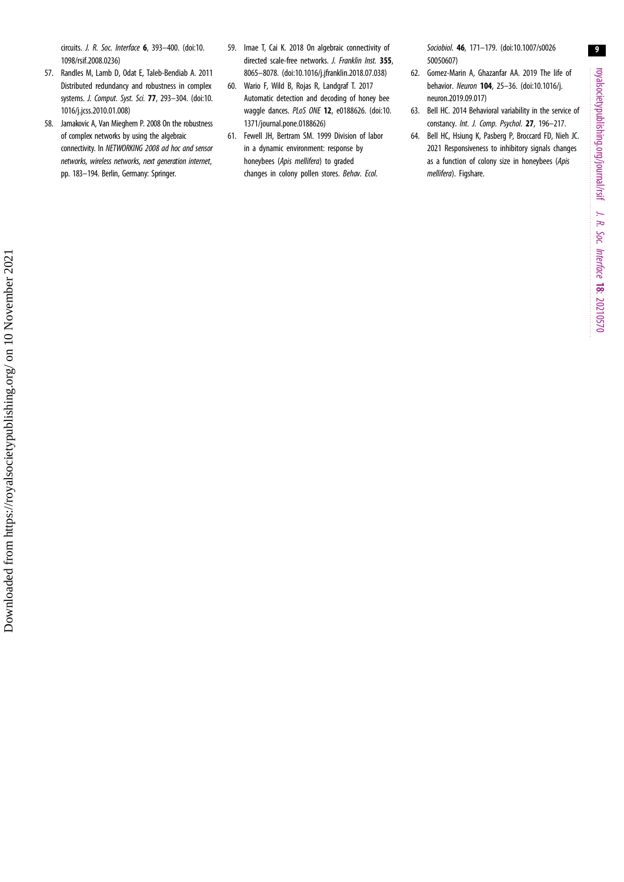circuits. *J. R. Soc. Interface* **6**, 393–400. (doi:10.1098/rsif.2008.0236)

57. Randles M, Lamb D, Odat E, Taleb-Bendiab A. 2011 Distributed redundancy and robustness in complex systems. *J. Comput. Syst. Sci.* **77**, 293–304. (doi:10.1016/j.jcss.2010.01.008)
58. Jamakovic A, Van Mieghem P. 2008 On the robustness of complex networks by using the algebraic connectivity. In *NETWORKING 2008 ad hoc and sensor networks, wireless networks, next generation internet*, pp. 183–194. Berlin, Germany: Springer.
59. Imae T, Cai K. 2018 On algebraic connectivity of directed scale-free networks. *J. Franklin Inst.* **355**, 8065–8078. (doi:10.1016/j.jfranklin.2018.07.038)
60. Wario F, Wild B, Rojas R, Landgraf T. 2017 Automatic detection and decoding of honey bee waggle dances. *PLoS ONE* **12**, e0188626. (doi:10.1371/journal.pone.0188626)
61. Fewell JH, Bertram SM. 1999 Division of labor in a dynamic environment: response by honeybees (*Apis mellifera*) to graded changes in colony pollen stores. *Behav. Ecol. Sociobiol.* **46**, 171–179. (doi:10.1007/s002650050607)
62. Gomez-Marin A, Ghazanfar AA. 2019 The life of behavior. *Neuron* **104**, 25–36. (doi:10.1016/j.neuron.2019.09.017)
63. Bell HC. 2014 Behavioral variability in the service of constancy. *Int. J. Comp. Psychol.* **27**, 196–217.
64. Bell HC, Hsiung K, Pasberg P, Broccard FD, Nieh JC. 2021 Responsiveness to inhibitory signals changes as a function of colony size in honeybees (*Apis mellifera*). Figshare.